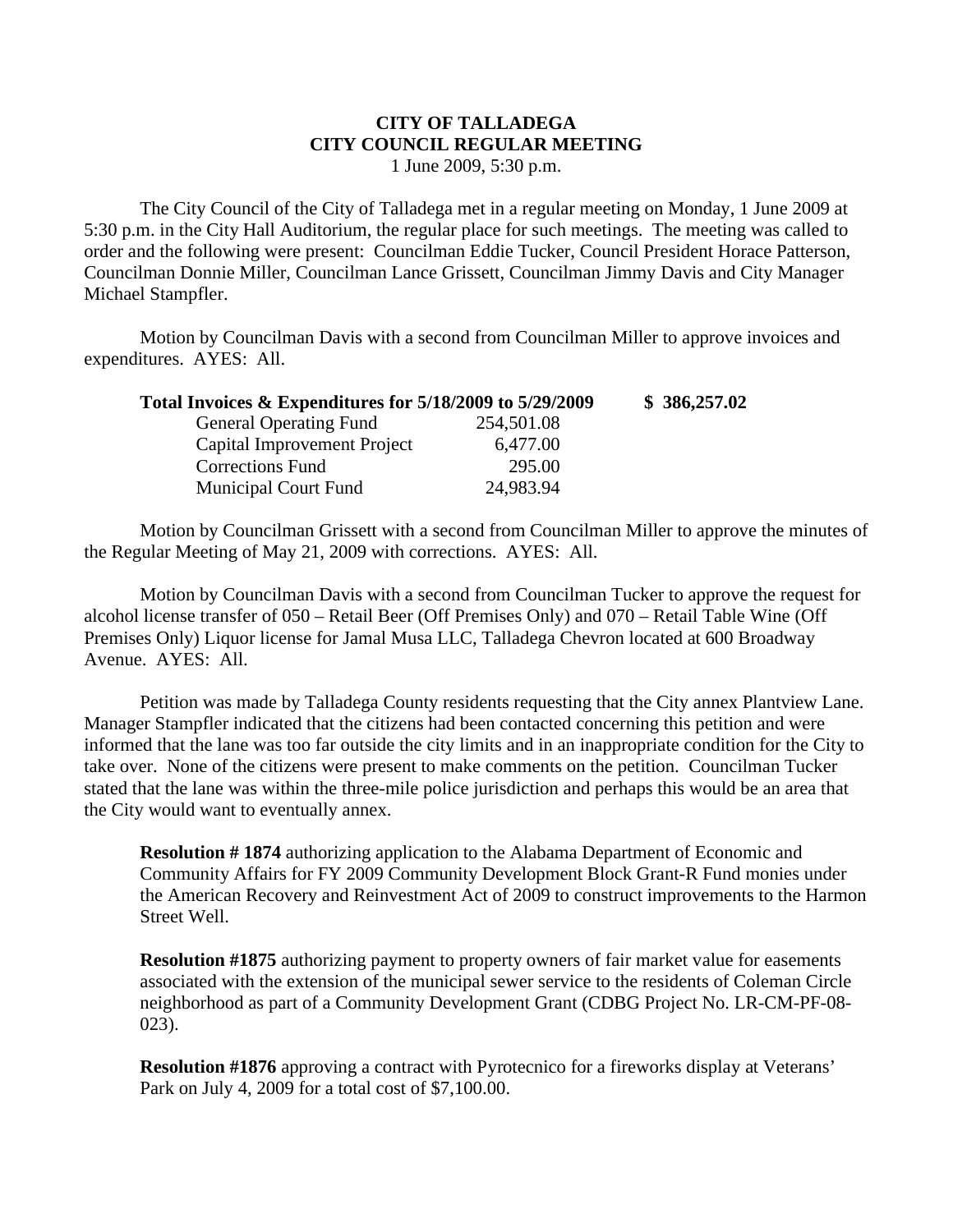**CITY OF TALLADEGA**
**CITY COUNCIL REGULAR MEETING**
1 June 2009, 5:30 p.m.

The City Council of the City of Talladega met in a regular meeting on Monday, 1 June 2009 at 5:30 p.m. in the City Hall Auditorium, the regular place for such meetings. The meeting was called to order and the following were present: Councilman Eddie Tucker, Council President Horace Patterson, Councilman Donnie Miller, Councilman Lance Grissett, Councilman Jimmy Davis and City Manager Michael Stampfler.

Motion by Councilman Davis with a second from Councilman Miller to approve invoices and expenditures. AYES: All.

| | | |
|---|---|---|
| **Total Invoices & Expenditures for 5/18/2009 to 5/29/2009** | | **$ 386,257.02** |
| General Operating Fund | 254,501.08 | |
| Capital Improvement Project | 6,477.00 | |
| Corrections Fund | 295.00 | |
| Municipal Court Fund | 24,983.94 | |

Motion by Councilman Grissett with a second from Councilman Miller to approve the minutes of the Regular Meeting of May 21, 2009 with corrections. AYES: All.

Motion by Councilman Davis with a second from Councilman Tucker to approve the request for alcohol license transfer of 050 – Retail Beer (Off Premises Only) and 070 – Retail Table Wine (Off Premises Only) Liquor license for Jamal Musa LLC, Talladega Chevron located at 600 Broadway Avenue. AYES: All.

Petition was made by Talladega County residents requesting that the City annex Plantview Lane. Manager Stampfler indicated that the citizens had been contacted concerning this petition and were informed that the lane was too far outside the city limits and in an inappropriate condition for the City to take over. None of the citizens were present to make comments on the petition. Councilman Tucker stated that the lane was within the three-mile police jurisdiction and perhaps this would be an area that the City would want to eventually annex.

**Resolution # 1874** authorizing application to the Alabama Department of Economic and Community Affairs for FY 2009 Community Development Block Grant-R Fund monies under the American Recovery and Reinvestment Act of 2009 to construct improvements to the Harmon Street Well.

**Resolution #1875** authorizing payment to property owners of fair market value for easements associated with the extension of the municipal sewer service to the residents of Coleman Circle neighborhood as part of a Community Development Grant (CDBG Project No. LR-CM-PF-08-023).

**Resolution #1876** approving a contract with Pyrotecnico for a fireworks display at Veterans' Park on July 4, 2009 for a total cost of $7,100.00.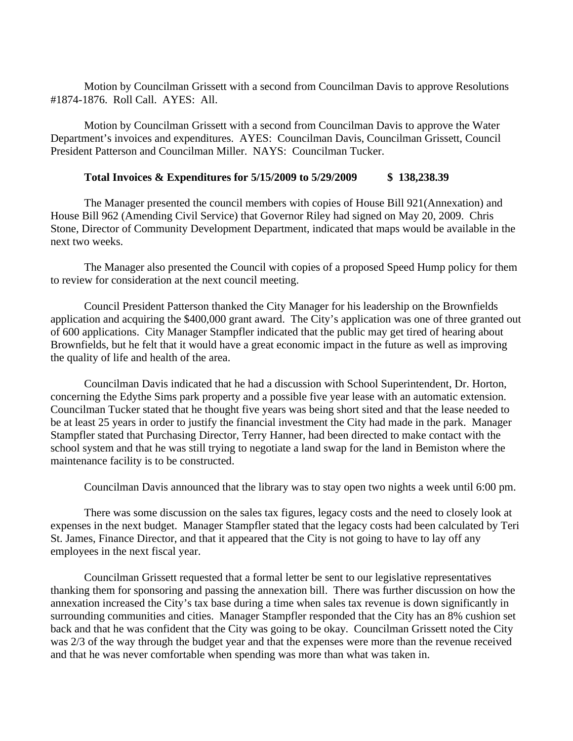Motion by Councilman Grissett with a second from Councilman Davis to approve Resolutions #1874-1876. Roll Call. AYES: All.

Motion by Councilman Grissett with a second from Councilman Davis to approve the Water Department's invoices and expenditures. AYES: Councilman Davis, Councilman Grissett, Council President Patterson and Councilman Miller. NAYS: Councilman Tucker.

**Total Invoices & Expenditures for 5/15/2009 to 5/29/2009 $ 138,238.39**

The Manager presented the council members with copies of House Bill 921(Annexation) and House Bill 962 (Amending Civil Service) that Governor Riley had signed on May 20, 2009. Chris Stone, Director of Community Development Department, indicated that maps would be available in the next two weeks.

The Manager also presented the Council with copies of a proposed Speed Hump policy for them to review for consideration at the next council meeting.

Council President Patterson thanked the City Manager for his leadership on the Brownfields application and acquiring the $400,000 grant award. The City's application was one of three granted out of 600 applications. City Manager Stampfler indicated that the public may get tired of hearing about Brownfields, but he felt that it would have a great economic impact in the future as well as improving the quality of life and health of the area.

Councilman Davis indicated that he had a discussion with School Superintendent, Dr. Horton, concerning the Edythe Sims park property and a possible five year lease with an automatic extension. Councilman Tucker stated that he thought five years was being short sited and that the lease needed to be at least 25 years in order to justify the financial investment the City had made in the park. Manager Stampfler stated that Purchasing Director, Terry Hanner, had been directed to make contact with the school system and that he was still trying to negotiate a land swap for the land in Bemiston where the maintenance facility is to be constructed.

Councilman Davis announced that the library was to stay open two nights a week until 6:00 pm.

There was some discussion on the sales tax figures, legacy costs and the need to closely look at expenses in the next budget. Manager Stampfler stated that the legacy costs had been calculated by Teri St. James, Finance Director, and that it appeared that the City is not going to have to lay off any employees in the next fiscal year.

Councilman Grissett requested that a formal letter be sent to our legislative representatives thanking them for sponsoring and passing the annexation bill. There was further discussion on how the annexation increased the City's tax base during a time when sales tax revenue is down significantly in surrounding communities and cities. Manager Stampfler responded that the City has an 8% cushion set back and that he was confident that the City was going to be okay. Councilman Grissett noted the City was 2/3 of the way through the budget year and that the expenses were more than the revenue received and that he was never comfortable when spending was more than what was taken in.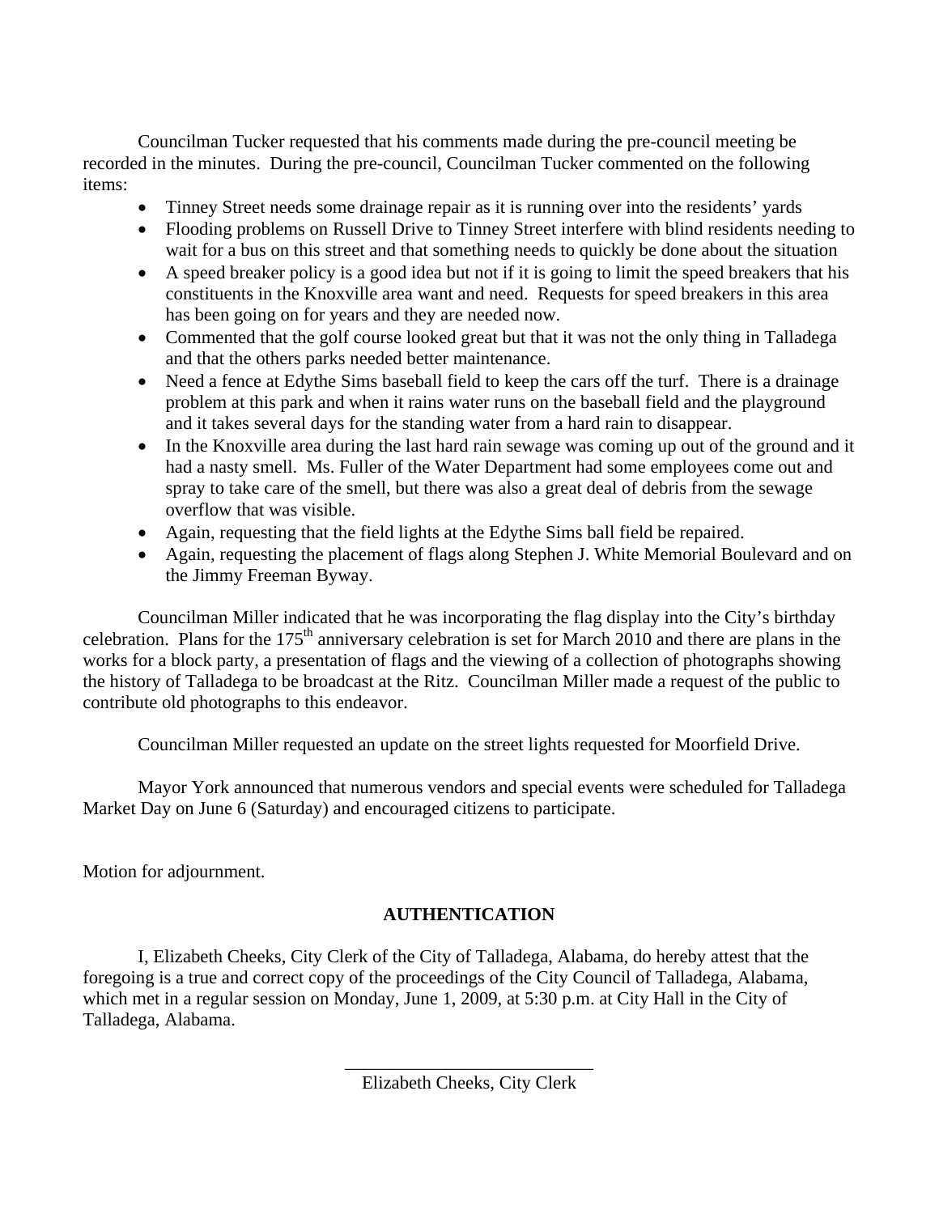Councilman Tucker requested that his comments made during the pre-council meeting be recorded in the minutes. During the pre-council, Councilman Tucker commented on the following items:

- Tinney Street needs some drainage repair as it is running over into the residents' yards
- Flooding problems on Russell Drive to Tinney Street interfere with blind residents needing to wait for a bus on this street and that something needs to quickly be done about the situation
- A speed breaker policy is a good idea but not if it is going to limit the speed breakers that his constituents in the Knoxville area want and need. Requests for speed breakers in this area has been going on for years and they are needed now.
- Commented that the golf course looked great but that it was not the only thing in Talladega and that the others parks needed better maintenance.
- Need a fence at Edythe Sims baseball field to keep the cars off the turf. There is a drainage problem at this park and when it rains water runs on the baseball field and the playground and it takes several days for the standing water from a hard rain to disappear.
- In the Knoxville area during the last hard rain sewage was coming up out of the ground and it had a nasty smell. Ms. Fuller of the Water Department had some employees come out and spray to take care of the smell, but there was also a great deal of debris from the sewage overflow that was visible.
- Again, requesting that the field lights at the Edythe Sims ball field be repaired.
- Again, requesting the placement of flags along Stephen J. White Memorial Boulevard and on the Jimmy Freeman Byway.

Councilman Miller indicated that he was incorporating the flag display into the City's birthday celebration. Plans for the 175th anniversary celebration is set for March 2010 and there are plans in the works for a block party, a presentation of flags and the viewing of a collection of photographs showing the history of Talladega to be broadcast at the Ritz. Councilman Miller made a request of the public to contribute old photographs to this endeavor.

Councilman Miller requested an update on the street lights requested for Moorfield Drive.

Mayor York announced that numerous vendors and special events were scheduled for Talladega Market Day on June 6 (Saturday) and encouraged citizens to participate.

Motion for adjournment.

## AUTHENTICATION

I, Elizabeth Cheeks, City Clerk of the City of Talladega, Alabama, do hereby attest that the foregoing is a true and correct copy of the proceedings of the City Council of Talladega, Alabama, which met in a regular session on Monday, June 1, 2009, at 5:30 p.m. at City Hall in the City of Talladega, Alabama.

\_\_\_\_\_\_\_\_\_\_\_\_\_\_\_\_\_\_\_\_\_\_\_\_\_\_\_\_

Elizabeth Cheeks, City Clerk